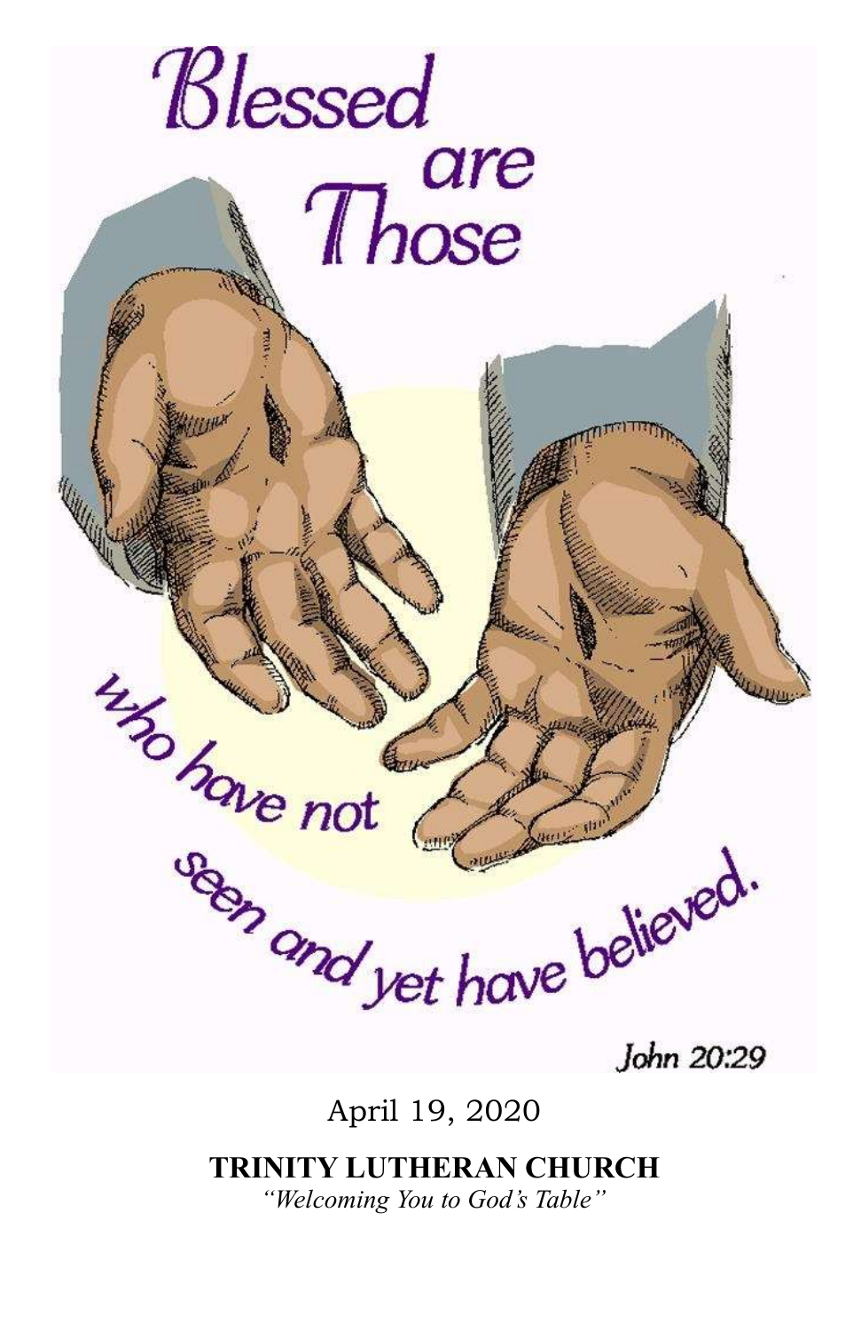Blessed are Those who have not seen and yet have believed.

John 20:29

April 19, 2020

**TRINITY LUTHERAN CHURCH**

*"Welcoming You to God's Table"*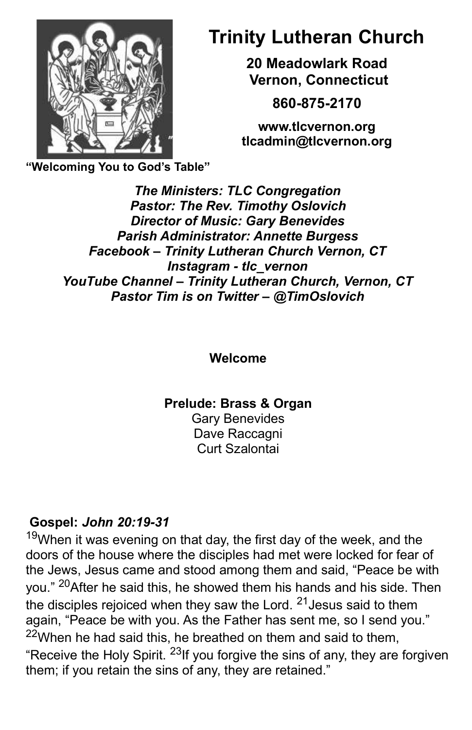# Trinity Lutheran Church

**20 Meadowlark Road**
**Vernon, Connecticut**

**860-875-2170**

**www.tlcvernon.org**
**tlcadmin@tlcvernon.org**

**"Welcoming You to God's Table"**

***The Ministers: TLC Congregation***
***Pastor: The Rev. Timothy Oslovich***
***Director of Music: Gary Benevides***
***Parish Administrator: Annette Burgess***
***Facebook – Trinity Lutheran Church Vernon, CT***
***Instagram - tlc_vernon***
***YouTube Channel – Trinity Lutheran Church, Vernon, CT***
***Pastor Tim is on Twitter – @TimOslovich***

**Welcome**

**Prelude: Brass & Organ**
Gary Benevides
Dave Raccagni
Curt Szalontai

**Gospel:** ***John 20:19-31***

[19]When it was evening on that day, the first day of the week, and the doors of the house where the disciples had met were locked for fear of the Jews, Jesus came and stood among them and said, "Peace be with you." [20]After he said this, he showed them his hands and his side. Then the disciples rejoiced when they saw the Lord. [21]Jesus said to them again, "Peace be with you. As the Father has sent me, so I send you." [22]When he had said this, he breathed on them and said to them, "Receive the Holy Spirit. [23]If you forgive the sins of any, they are forgiven them; if you retain the sins of any, they are retained."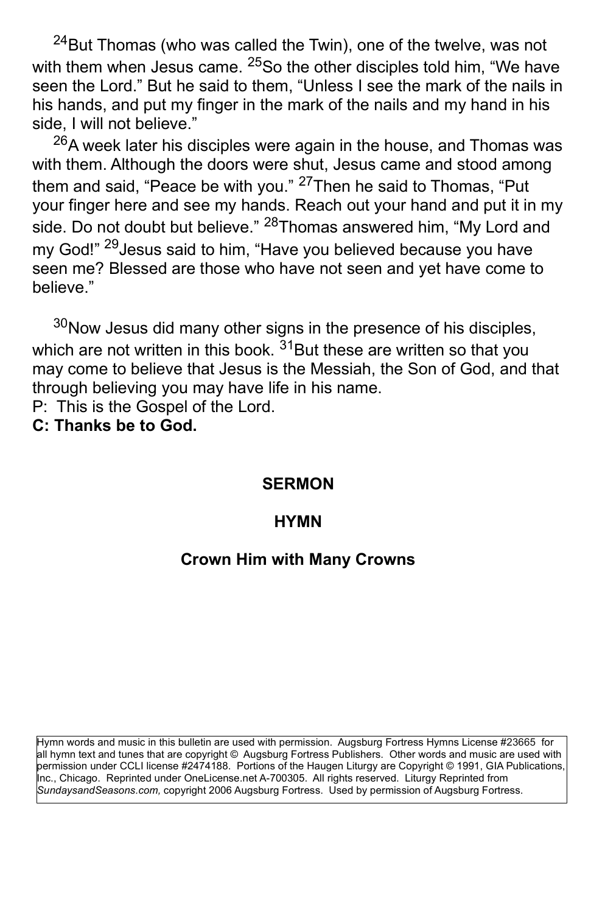[24]But Thomas (who was called the Twin), one of the twelve, was not with them when Jesus came. [25]So the other disciples told him, “We have seen the Lord.” But he said to them, “Unless I see the mark of the nails in his hands, and put my finger in the mark of the nails and my hand in his side, I will not believe.”

[26]A week later his disciples were again in the house, and Thomas was with them. Although the doors were shut, Jesus came and stood among them and said, “Peace be with you.” [27]Then he said to Thomas, “Put your finger here and see my hands. Reach out your hand and put it in my side. Do not doubt but believe.” [28]Thomas answered him, “My Lord and my God!” [29]Jesus said to him, “Have you believed because you have seen me? Blessed are those who have not seen and yet have come to believe.”

[30]Now Jesus did many other signs in the presence of his disciples, which are not written in this book. [31]But these are written so that you may come to believe that Jesus is the Messiah, the Son of God, and that through believing you may have life in his name.

P: This is the Gospel of the Lord.

**C: Thanks be to God.**

## SERMON

## HYMN

### Crown Him with Many Crowns

Hymn words and music in this bulletin are used with permission. Augsburg Fortress Hymns License #23665 for all hymn text and tunes that are copyright © Augsburg Fortress Publishers. Other words and music are used with permission under CCLI license #2474188. Portions of the Haugen Liturgy are Copyright © 1991, GIA Publications, Inc., Chicago. Reprinted under OneLicense.net A-700305. All rights reserved. Liturgy Reprinted from *SundaysandSeasons.com,* copyright 2006 Augsburg Fortress. Used by permission of Augsburg Fortress.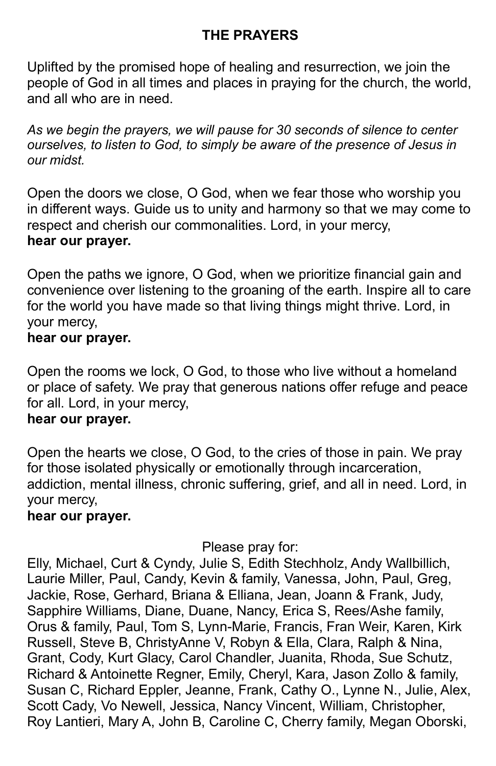## THE PRAYERS

Uplifted by the promised hope of healing and resurrection, we join the people of God in all times and places in praying for the church, the world, and all who are in need.

*As we begin the prayers, we will pause for 30 seconds of silence to center ourselves, to listen to God, to simply be aware of the presence of Jesus in our midst.*

Open the doors we close, O God, when we fear those who worship you in different ways. Guide us to unity and harmony so that we may come to respect and cherish our commonalities. Lord, in your mercy,
**hear our prayer.**

Open the paths we ignore, O God, when we prioritize financial gain and convenience over listening to the groaning of the earth. Inspire all to care for the world you have made so that living things might thrive. Lord, in your mercy,
**hear our prayer.**

Open the rooms we lock, O God, to those who live without a homeland or place of safety. We pray that generous nations offer refuge and peace for all. Lord, in your mercy,
**hear our prayer.**

Open the hearts we close, O God, to the cries of those in pain. We pray for those isolated physically or emotionally through incarceration, addiction, mental illness, chronic suffering, grief, and all in need. Lord, in your mercy,
**hear our prayer.**

Please pray for:

Elly, Michael, Curt & Cyndy, Julie S, Edith Stechholz, Andy Wallbillich, Laurie Miller, Paul, Candy, Kevin & family, Vanessa, John, Paul, Greg, Jackie, Rose, Gerhard, Briana & Elliana, Jean, Joann & Frank, Judy, Sapphire Williams, Diane, Duane, Nancy, Erica S, Rees/Ashe family, Orus & family, Paul, Tom S, Lynn-Marie, Francis, Fran Weir, Karen, Kirk Russell, Steve B, ChristyAnne V, Robyn & Ella, Clara, Ralph & Nina, Grant, Cody, Kurt Glacy, Carol Chandler, Juanita, Rhoda, Sue Schutz, Richard & Antoinette Regner, Emily, Cheryl, Kara, Jason Zollo & family, Susan C, Richard Eppler, Jeanne, Frank, Cathy O., Lynne N., Julie, Alex, Scott Cady, Vo Newell, Jessica, Nancy Vincent, William, Christopher, Roy Lantieri, Mary A, John B, Caroline C, Cherry family, Megan Oborski,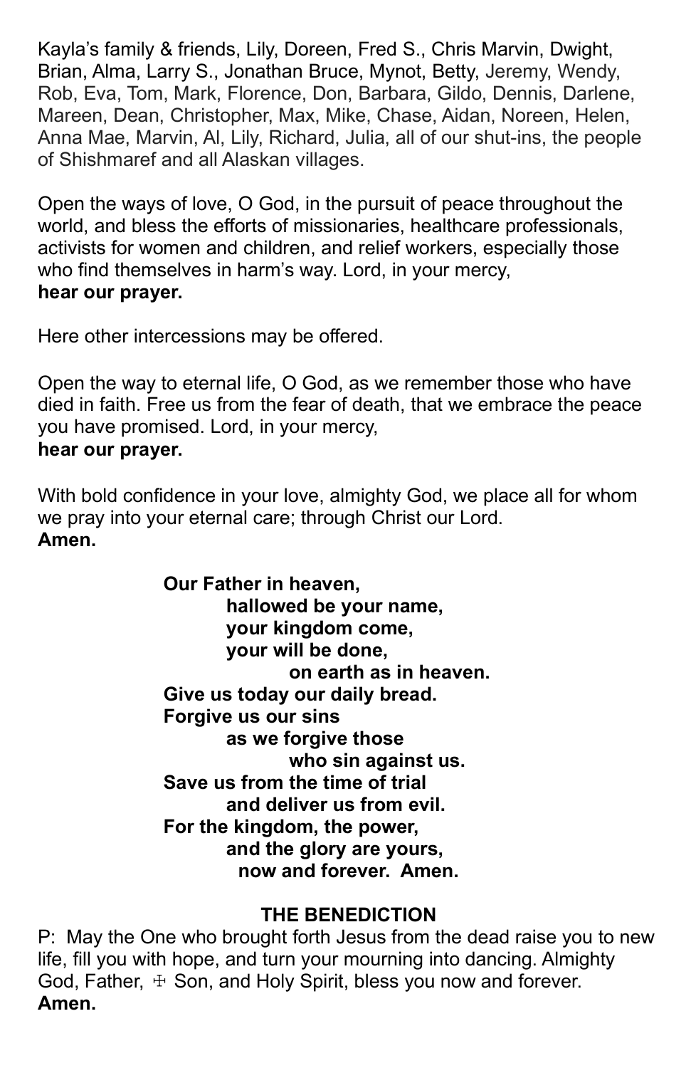Kayla's family & friends, Lily, Doreen, Fred S., Chris Marvin, Dwight, Brian, Alma, Larry S., Jonathan Bruce, Mynot, Betty, Jeremy, Wendy, Rob, Eva, Tom, Mark, Florence, Don, Barbara, Gildo, Dennis, Darlene, Mareen, Dean, Christopher, Max, Mike, Chase, Aidan, Noreen, Helen, Anna Mae, Marvin, Al, Lily, Richard, Julia, all of our shut-ins, the people of Shishmaref and all Alaskan villages.

Open the ways of love, O God, in the pursuit of peace throughout the world, and bless the efforts of missionaries, healthcare professionals, activists for women and children, and relief workers, especially those who find themselves in harm's way. Lord, in your mercy,
**hear our prayer.**

Here other intercessions may be offered.

Open the way to eternal life, O God, as we remember those who have died in faith. Free us from the fear of death, that we embrace the peace you have promised. Lord, in your mercy,
**hear our prayer.**

With bold confidence in your love, almighty God, we place all for whom we pray into your eternal care; through Christ our Lord.
**Amen.**

**Our Father in heaven,**
**hallowed be your name,**
**your kingdom come,**
**your will be done,**
**on earth as in heaven.**
**Give us today our daily bread.**
**Forgive us our sins**
**as we forgive those**
**who sin against us.**
**Save us from the time of trial**
**and deliver us from evil.**
**For the kingdom, the power,**
**and the glory are yours,**
**now and forever. Amen.**

## THE BENEDICTION

P: May the One who brought forth Jesus from the dead raise you to new life, fill you with hope, and turn your mourning into dancing. Almighty God, Father, ☩ Son, and Holy Spirit, bless you now and forever.
**Amen.**